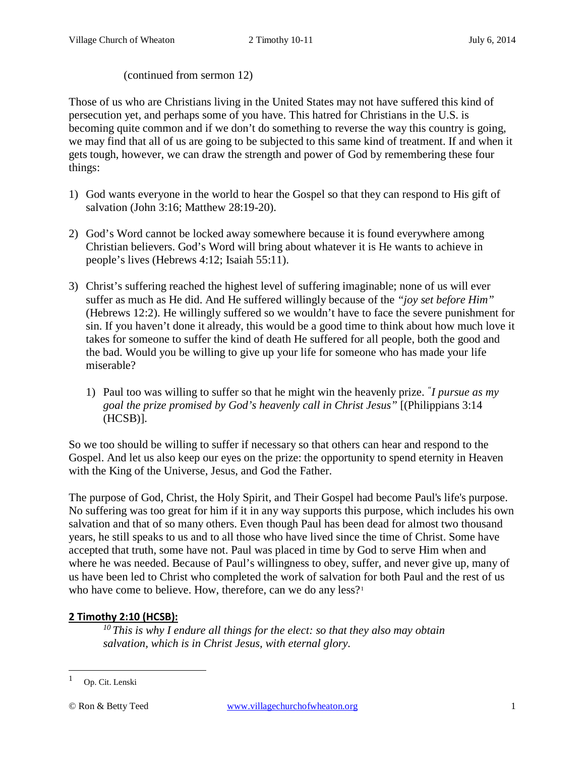(continued from sermon 12)

Those of us who are Christians living in the United States may not have suffered this kind of persecution yet, and perhaps some of you have. This hatred for Christians in the U.S. is becoming quite common and if we don't do something to reverse the way this country is going, we may find that all of us are going to be subjected to this same kind of treatment. If and when it gets tough, however, we can draw the strength and power of God by remembering these four things:

1) God wants everyone in the world to hear the Gospel so that they can respond to His gift of salvation (John 3:16; Matthew 28:19-20).

2) God's Word cannot be locked away somewhere because it is found everywhere among Christian believers. God's Word will bring about whatever it is He wants to achieve in people's lives (Hebrews 4:12; Isaiah 55:11).

3) Christ's suffering reached the highest level of suffering imaginable; none of us will ever suffer as much as He did. And He suffered willingly because of the *"joy set before Him"* (Hebrews 12:2). He willingly suffered so we wouldn't have to face the severe punishment for sin. If you haven't done it already, this would be a good time to think about how much love it takes for someone to suffer the kind of death He suffered for all people, both the good and the bad. Would you be willing to give up your life for someone who has made your life miserable?

    1) Paul too was willing to suffer so that he might win the heavenly prize. *"I pursue as my goal the prize promised by God's heavenly call in Christ Jesus"* [(Philippians 3:14 (HCSB)].

So we too should be willing to suffer if necessary so that others can hear and respond to the Gospel. And let us also keep our eyes on the prize: the opportunity to spend eternity in Heaven with the King of the Universe, Jesus, and God the Father.

The purpose of God, Christ, the Holy Spirit, and Their Gospel had become Paul's life's purpose. No suffering was too great for him if it in any way supports this purpose, which includes his own salvation and that of so many others. Even though Paul has been dead for almost two thousand years, he still speaks to us and to all those who have lived since the time of Christ. Some have accepted that truth, some have not. Paul was placed in time by God to serve Him when and where he was needed. Because of Paul's willingness to obey, suffer, and never give up, many of us have been led to Christ who completed the work of salvation for both Paul and the rest of us who have come to believe. How, therefore, can we do any less?[1]

**2 Timothy 2:10 (HCSB):**

> *[10] This is why I endure all things for the elect: so that they also may obtain salvation, which is in Christ Jesus, with eternal glory.*

---

[1] Op. Cit. Lenski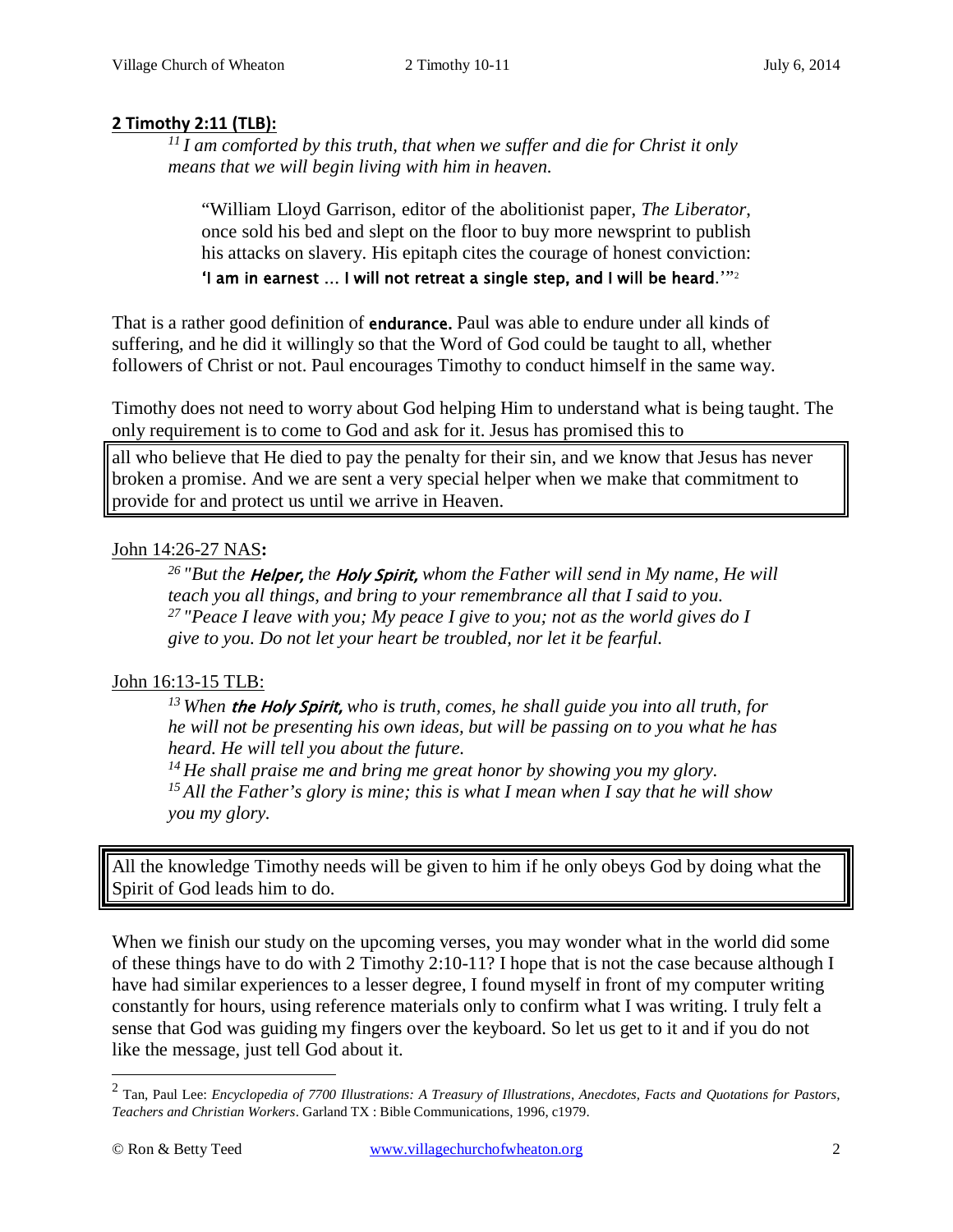**2 Timothy 2:11 (TLB):**

> [11] *I am comforted by this truth, that when we suffer and die for Christ it only means that we will begin living with him in heaven.*

> "William Lloyd Garrison, editor of the abolitionist paper, *The Liberator*, once sold his bed and slept on the floor to buy more newsprint to publish his attacks on slavery. His epitaph cites the courage of honest conviction: **'I am in earnest … I will not retreat a single step, and I will be heard.**'"[2]

That is a rather good definition of **endurance.** Paul was able to endure under all kinds of suffering, and he did it willingly so that the Word of God could be taught to all, whether followers of Christ or not. Paul encourages Timothy to conduct himself in the same way.

Timothy does not need to worry about God helping Him to understand what is being taught. The only requirement is to come to God and ask for it. Jesus has promised this to all who believe that He died to pay the penalty for their sin, and we know that Jesus has never broken a promise. And we are sent a very special helper when we make that commitment to provide for and protect us until we arrive in Heaven.

John 14:26-27 NAS**:**

> [26] *"But the **Helper,** the **Holy Spirit,** whom the Father will send in My name, He will teach you all things, and bring to your remembrance all that I said to you.*
> [27] *"Peace I leave with you; My peace I give to you; not as the world gives do I give to you. Do not let your heart be troubled, nor let it be fearful.*

John 16:13-15 TLB:

> [13] *When **the Holy Spirit,** who is truth, comes, he shall guide you into all truth, for he will not be presenting his own ideas, but will be passing on to you what he has heard. He will tell you about the future.*
> [14] *He shall praise me and bring me great honor by showing you my glory.*
> [15] *All the Father's glory is mine; this is what I mean when I say that he will show you my glory.*

All the knowledge Timothy needs will be given to him if he only obeys God by doing what the Spirit of God leads him to do.

When we finish our study on the upcoming verses, you may wonder what in the world did some of these things have to do with 2 Timothy 2:10-11? I hope that is not the case because although I have had similar experiences to a lesser degree, I found myself in front of my computer writing constantly for hours, using reference materials only to confirm what I was writing. I truly felt a sense that God was guiding my fingers over the keyboard. So let us get to it and if you do not like the message, just tell God about it.

---

[2] Tan, Paul Lee: *Encyclopedia of 7700 Illustrations: A Treasury of Illustrations, Anecdotes, Facts and Quotations for Pastors, Teachers and Christian Workers*. Garland TX : Bible Communications, 1996, c1979.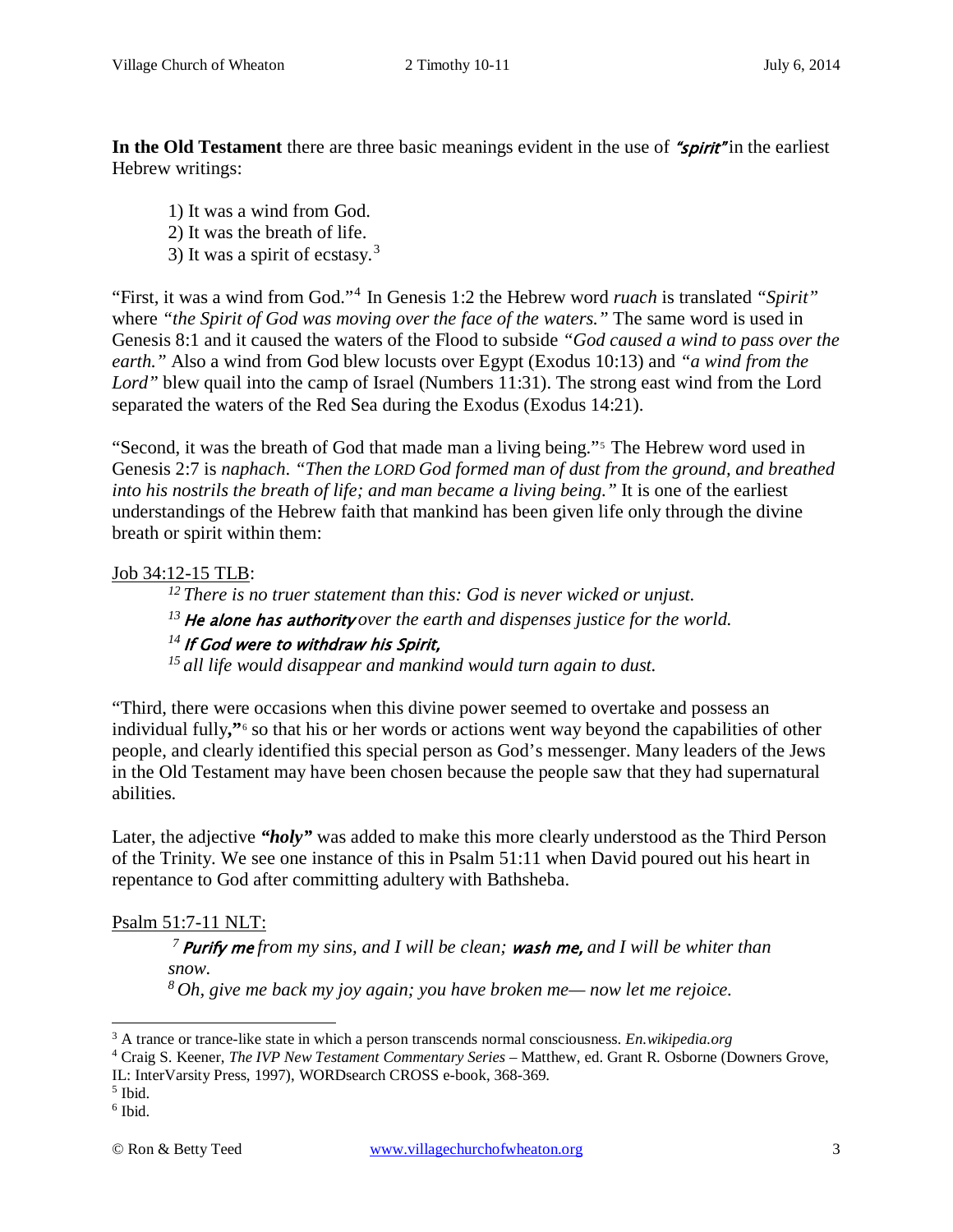**In the Old Testament** there are three basic meanings evident in the use of ***"spirit"*** in the earliest Hebrew writings:

1) It was a wind from God.
2) It was the breath of life.
3) It was a spirit of ecstasy.[3]

"First, it was a wind from God."[4] In Genesis 1:2 the Hebrew word *ruach* is translated *"Spirit"* where *"the Spirit of God was moving over the face of the waters."* The same word is used in Genesis 8:1 and it caused the waters of the Flood to subside *"God caused a wind to pass over the earth."* Also a wind from God blew locusts over Egypt (Exodus 10:13) and *"a wind from the Lord"* blew quail into the camp of Israel (Numbers 11:31). The strong east wind from the Lord separated the waters of the Red Sea during the Exodus (Exodus 14:21).

"Second, it was the breath of God that made man a living being."[5] The Hebrew word used in Genesis 2:7 is *naphach. "Then the LORD God formed man of dust from the ground, and breathed into his nostrils the breath of life; and man became a living being."* It is one of the earliest understandings of the Hebrew faith that mankind has been given life only through the divine breath or spirit within them:

Job 34:12-15 TLB:

> [12] *There is no truer statement than this: God is never wicked or unjust.*
> [13] ***He alone has authority*** *over the earth and dispenses justice for the world.*
> [14] ***If God were to withdraw his Spirit,***
> [15] *all life would disappear and mankind would turn again to dust.*

"Third, there were occasions when this divine power seemed to overtake and possess an individual fully,**"**[6] so that his or her words or actions went way beyond the capabilities of other people, and clearly identified this special person as God's messenger. Many leaders of the Jews in the Old Testament may have been chosen because the people saw that they had supernatural abilities.

Later, the adjective ***"holy"*** was added to make this more clearly understood as the Third Person of the Trinity. We see one instance of this in Psalm 51:11 when David poured out his heart in repentance to God after committing adultery with Bathsheba.

Psalm 51:7-11 NLT:

> [7] ***Purify me*** *from my sins, and I will be clean;* ***wash me,*** *and I will be whiter than snow.*
> [8] *Oh, give me back my joy again; you have broken me— now let me rejoice.*

---

[3] A trance or trance-like state in which a person transcends normal consciousness. *En.wikipedia.org*

[4] Craig S. Keener, *The IVP New Testament Commentary Series* – Matthew, ed. Grant R. Osborne (Downers Grove, IL: InterVarsity Press, 1997), WORDsearch CROSS e-book, 368-369.

[5] Ibid.

[6] Ibid.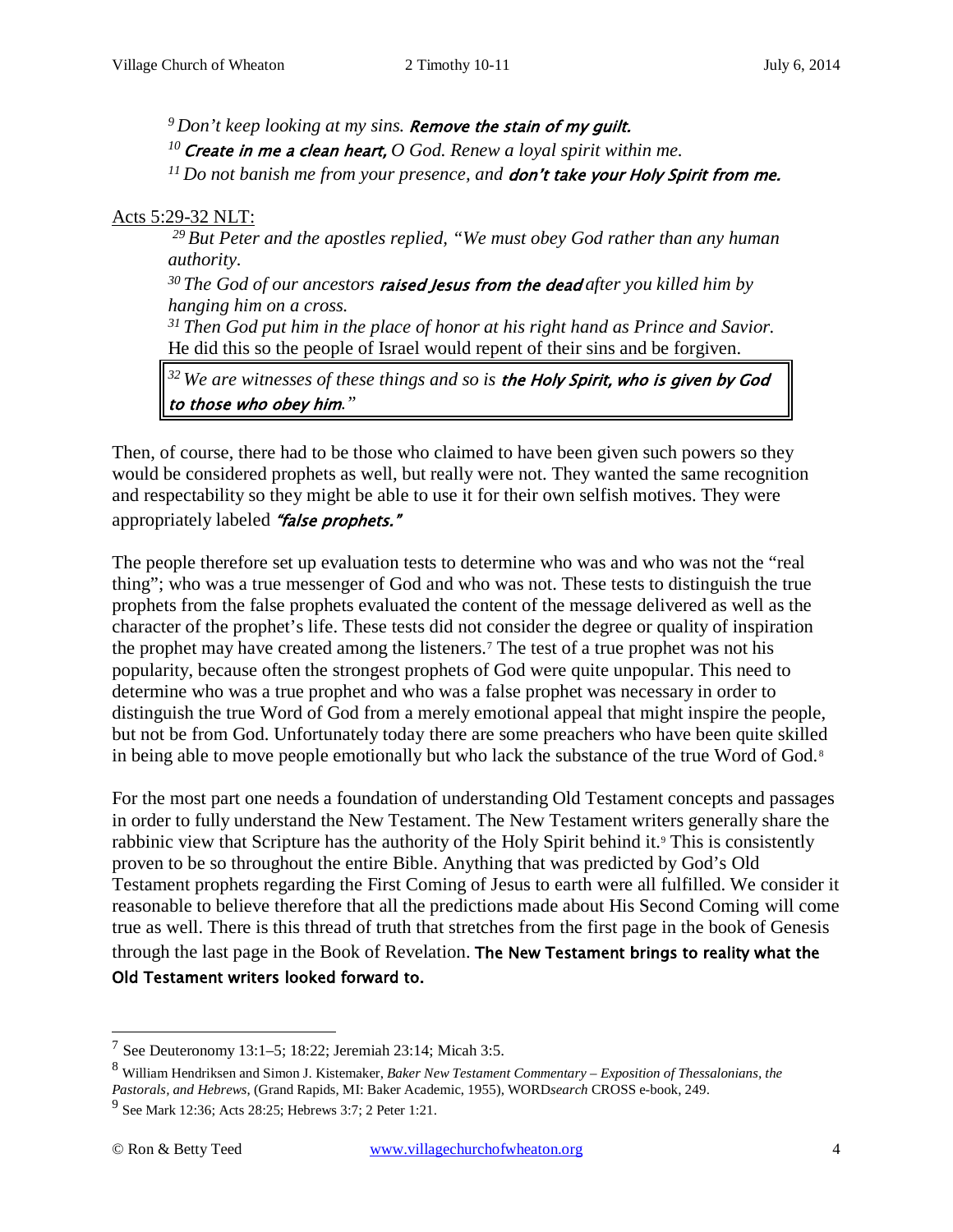[9] *Don't keep looking at my sins.* ***Remove the stain of my guilt.***

[10] ***Create in me a clean heart,*** *O God. Renew a loyal spirit within me.*

[11] *Do not banish me from your presence, and* ***don't take your Holy Spirit from me.***

Acts 5:29-32 NLT:

> [29] *But Peter and the apostles replied, "We must obey God rather than any human authority.*
>
> [30] *The God of our ancestors* ***raised Jesus from the dead*** *after you killed him by hanging him on a cross.*
>
> [31] *Then God put him in the place of honor at his right hand as Prince and Savior.* He did this so the people of Israel would repent of their sins and be forgiven.
>
> [32] *We are witnesses of these things and so is* ***the Holy Spirit, who is given by God to those who obey him****."*

Then, of course, there had to be those who claimed to have been given such powers so they would be considered prophets as well, but really were not. They wanted the same recognition and respectability so they might be able to use it for their own selfish motives. They were appropriately labeled ***"false prophets."***

The people therefore set up evaluation tests to determine who was and who was not the "real thing"; who was a true messenger of God and who was not. These tests to distinguish the true prophets from the false prophets evaluated the content of the message delivered as well as the character of the prophet's life. These tests did not consider the degree or quality of inspiration the prophet may have created among the listeners.[7] The test of a true prophet was not his popularity, because often the strongest prophets of God were quite unpopular. This need to determine who was a true prophet and who was a false prophet was necessary in order to distinguish the true Word of God from a merely emotional appeal that might inspire the people, but not be from God. Unfortunately today there are some preachers who have been quite skilled in being able to move people emotionally but who lack the substance of the true Word of God.[8]

For the most part one needs a foundation of understanding Old Testament concepts and passages in order to fully understand the New Testament. The New Testament writers generally share the rabbinic view that Scripture has the authority of the Holy Spirit behind it.[9] This is consistently proven to be so throughout the entire Bible. Anything that was predicted by God's Old Testament prophets regarding the First Coming of Jesus to earth were all fulfilled. We consider it reasonable to believe therefore that all the predictions made about His Second Coming will come true as well. There is this thread of truth that stretches from the first page in the book of Genesis through the last page in the Book of Revelation. **The New Testament brings to reality what the Old Testament writers looked forward to.**

---

[7] See Deuteronomy 13:1–5; 18:22; Jeremiah 23:14; Micah 3:5.

[8] William Hendriksen and Simon J. Kistemaker, *Baker New Testament Commentary – Exposition of Thessalonians, the Pastorals, and Hebrews,* (Grand Rapids, MI: Baker Academic, 1955), WORD*search* CROSS e-book, 249.

[9] See Mark 12:36; Acts 28:25; Hebrews 3:7; 2 Peter 1:21.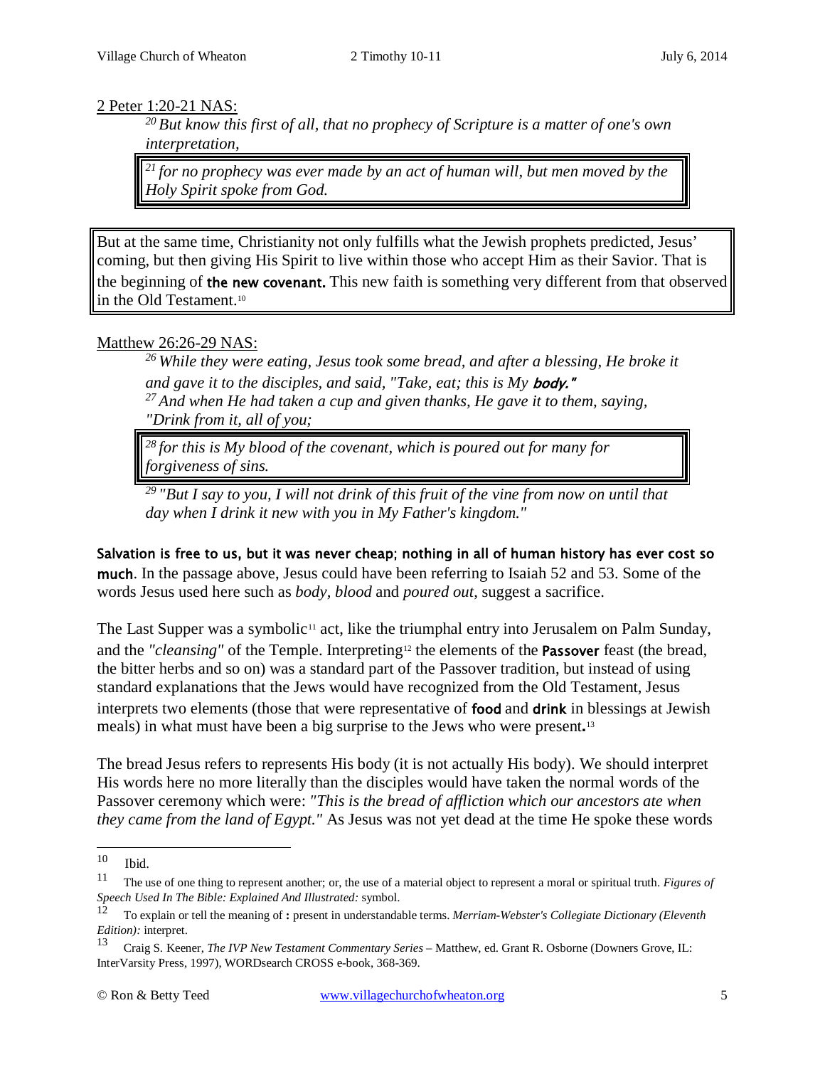2 Peter 1:20-21 NAS:

*[20] But know this first of all, that no prophecy of Scripture is a matter of one's own interpretation,*

*[21] for no prophecy was ever made by an act of human will, but men moved by the Holy Spirit spoke from God.*

But at the same time, Christianity not only fulfills what the Jewish prophets predicted, Jesus' coming, but then giving His Spirit to live within those who accept Him as their Savior. That is the beginning of **the new covenant.** This new faith is something very different from that observed in the Old Testament.[10]

Matthew 26:26-29 NAS:

*[26] While they were eating, Jesus took some bread, and after a blessing, He broke it and gave it to the disciples, and said, "Take, eat; this is My **body."***
*[27] And when He had taken a cup and given thanks, He gave it to them, saying, "Drink from it, all of you;*

*[28] for this is My blood of the covenant, which is poured out for many for forgiveness of sins.*

*[29] "But I say to you, I will not drink of this fruit of the vine from now on until that day when I drink it new with you in My Father's kingdom."*

**Salvation is free to us, but it was never cheap; nothing in all of human history has ever cost so much**. In the passage above, Jesus could have been referring to Isaiah 52 and 53. Some of the words Jesus used here such as *body, blood* and *poured out*, suggest a sacrifice.

The Last Supper was a symbolic[11] act, like the triumphal entry into Jerusalem on Palm Sunday, and the *"cleansing"* of the Temple. Interpreting[12] the elements of the **Passover** feast (the bread, the bitter herbs and so on) was a standard part of the Passover tradition, but instead of using standard explanations that the Jews would have recognized from the Old Testament, Jesus interprets two elements (those that were representative of **food** and **drink** in blessings at Jewish meals) in what must have been a big surprise to the Jews who were present**.**[13]

The bread Jesus refers to represents His body (it is not actually His body). We should interpret His words here no more literally than the disciples would have taken the normal words of the Passover ceremony which were: *"This is the bread of affliction which our ancestors ate when they came from the land of Egypt."* As Jesus was not yet dead at the time He spoke these words

---

[10] Ibid.

[11] The use of one thing to represent another; or, the use of a material object to represent a moral or spiritual truth. *Figures of Speech Used In The Bible: Explained And Illustrated:* symbol.

[12] To explain or tell the meaning of **:** present in understandable terms. *Merriam-Webster's Collegiate Dictionary (Eleventh Edition):* interpret.

[13] Craig S. Keener, *The IVP New Testament Commentary Series* – Matthew, ed. Grant R. Osborne (Downers Grove, IL: InterVarsity Press, 1997), WORDsearch CROSS e-book, 368-369.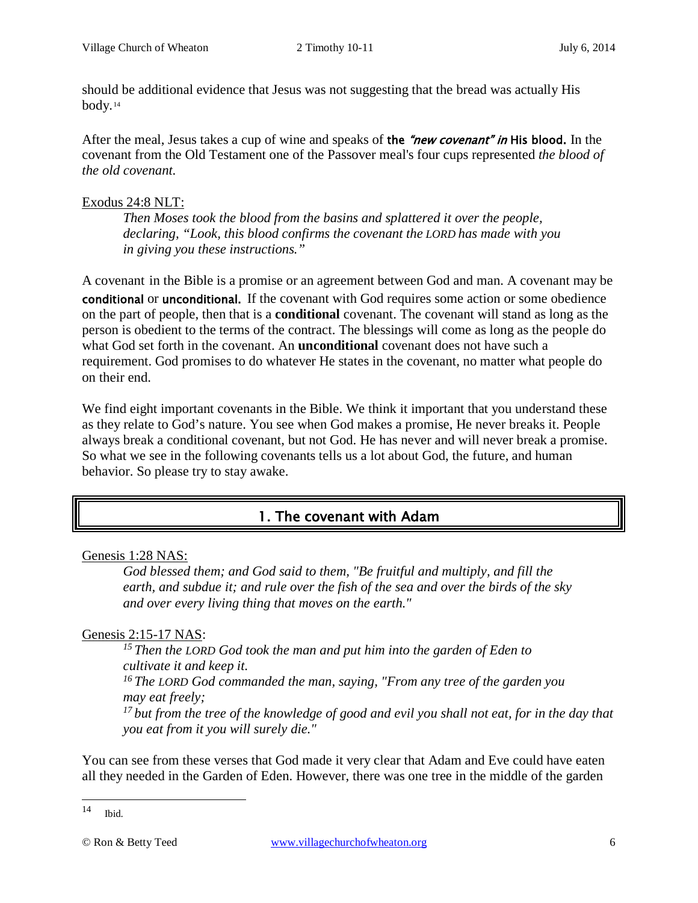should be additional evidence that Jesus was not suggesting that the bread was actually His body.[14]

After the meal, Jesus takes a cup of wine and speaks of **the *"new covenant" in* His blood.** In the covenant from the Old Testament one of the Passover meal's four cups represented *the blood of the old covenant.*

Exodus 24:8 NLT:

> *Then Moses took the blood from the basins and splattered it over the people, declaring, "Look, this blood confirms the covenant the LORD has made with you in giving you these instructions."*

A covenant in the Bible is a promise or an agreement between God and man. A covenant may be **conditional** or **unconditional.** If the covenant with God requires some action or some obedience on the part of people, then that is a **conditional** covenant. The covenant will stand as long as the person is obedient to the terms of the contract. The blessings will come as long as the people do what God set forth in the covenant. An **unconditional** covenant does not have such a requirement. God promises to do whatever He states in the covenant, no matter what people do on their end.

We find eight important covenants in the Bible. We think it important that you understand these as they relate to God's nature. You see when God makes a promise, He never breaks it. People always break a conditional covenant, but not God. He has never and will never break a promise. So what we see in the following covenants tells us a lot about God, the future, and human behavior. So please try to stay awake.

## 1. The covenant with Adam

Genesis 1:28 NAS:

> *God blessed them; and God said to them, "Be fruitful and multiply, and fill the earth, and subdue it; and rule over the fish of the sea and over the birds of the sky and over every living thing that moves on the earth."*

Genesis 2:15-17 NAS:

> *[15] Then the LORD God took the man and put him into the garden of Eden to cultivate it and keep it.*
> *[16] The LORD God commanded the man, saying, "From any tree of the garden you may eat freely;*
> *[17] but from the tree of the knowledge of good and evil you shall not eat, for in the day that you eat from it you will surely die."*

You can see from these verses that God made it very clear that Adam and Eve could have eaten all they needed in the Garden of Eden. However, there was one tree in the middle of the garden

---

[14] Ibid.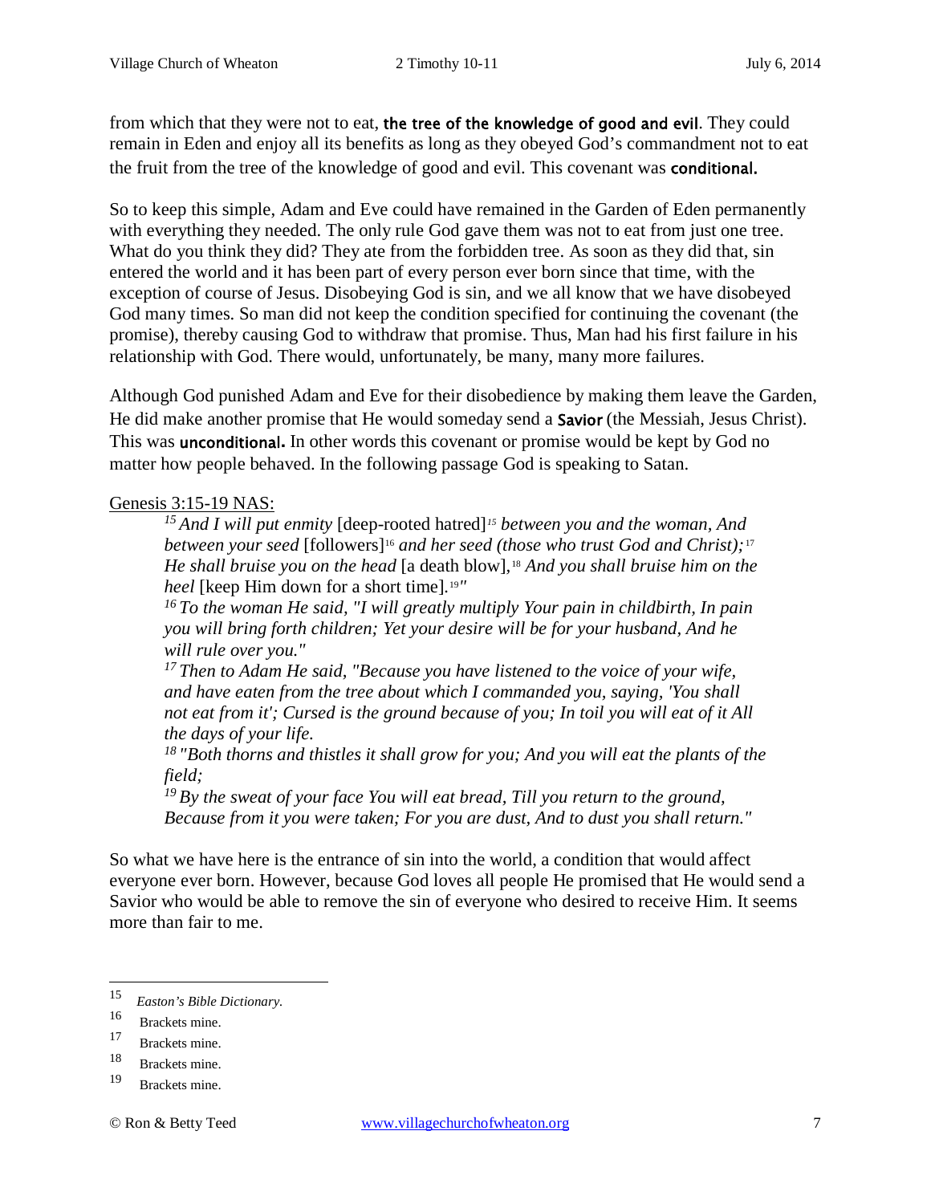from which that they were not to eat, **the tree of the knowledge of good and evil**. They could remain in Eden and enjoy all its benefits as long as they obeyed God's commandment not to eat the fruit from the tree of the knowledge of good and evil. This covenant was **conditional.**

So to keep this simple, Adam and Eve could have remained in the Garden of Eden permanently with everything they needed. The only rule God gave them was not to eat from just one tree. What do you think they did? They ate from the forbidden tree. As soon as they did that, sin entered the world and it has been part of every person ever born since that time, with the exception of course of Jesus. Disobeying God is sin, and we all know that we have disobeyed God many times. So man did not keep the condition specified for continuing the covenant (the promise), thereby causing God to withdraw that promise. Thus, Man had his first failure in his relationship with God. There would, unfortunately, be many, many more failures.

Although God punished Adam and Eve for their disobedience by making them leave the Garden, He did make another promise that He would someday send a **Savior** (the Messiah, Jesus Christ). This was **unconditional.** In other words this covenant or promise would be kept by God no matter how people behaved. In the following passage God is speaking to Satan.

Genesis 3:15-19 NAS:

> 15 *And I will put enmity* [deep-rooted hatred][15] *between you and the woman, And between your seed* [followers][16] *and her seed (those who trust God and Christ);*[17] *He shall bruise you on the head* [a death blow],[18] *And you shall bruise him on the heel* [keep Him down for a short time].[19]*"*
> 16 *To the woman He said, "I will greatly multiply Your pain in childbirth, In pain you will bring forth children; Yet your desire will be for your husband, And he will rule over you."*
> 17 *Then to Adam He said, "Because you have listened to the voice of your wife, and have eaten from the tree about which I commanded you, saying, 'You shall not eat from it'; Cursed is the ground because of you; In toil you will eat of it All the days of your life.*
> 18 *"Both thorns and thistles it shall grow for you; And you will eat the plants of the field;*
> 19 *By the sweat of your face You will eat bread, Till you return to the ground, Because from it you were taken; For you are dust, And to dust you shall return."*

So what we have here is the entrance of sin into the world, a condition that would affect everyone ever born. However, because God loves all people He promised that He would send a Savior who would be able to remove the sin of everyone who desired to receive Him. It seems more than fair to me.

---

[15] *Easton's Bible Dictionary.*

[16] Brackets mine.

[17] Brackets mine.

[18] Brackets mine.

[19] Brackets mine.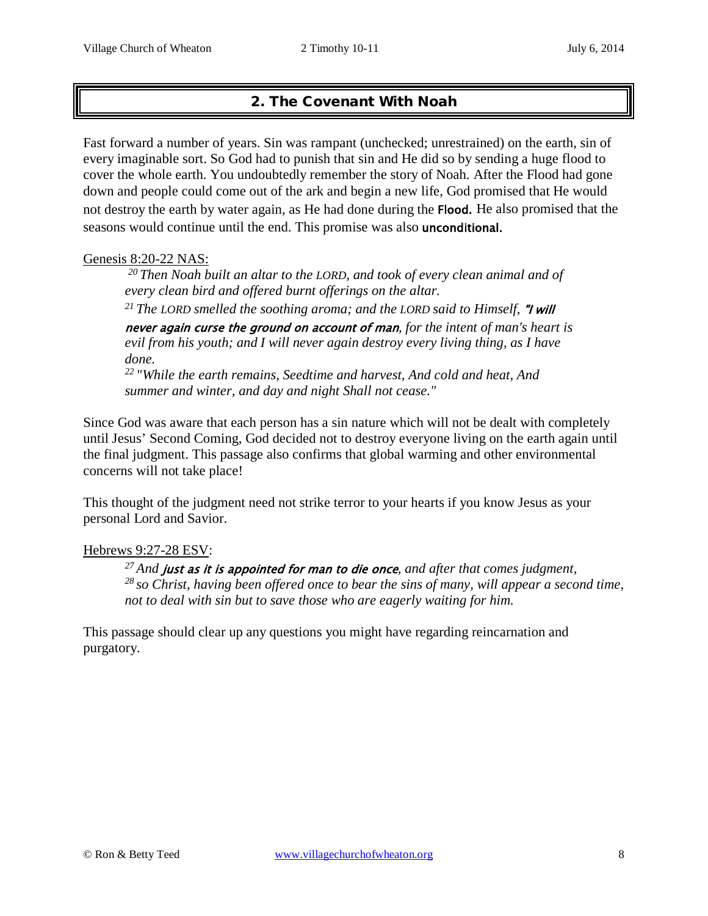## 2. The Covenant With Noah

Fast forward a number of years. Sin was rampant (unchecked; unrestrained) on the earth, sin of every imaginable sort. So God had to punish that sin and He did so by sending a huge flood to cover the whole earth. You undoubtedly remember the story of Noah. After the Flood had gone down and people could come out of the ark and begin a new life, God promised that He would not destroy the earth by water again, as He had done during the **Flood.** He also promised that the seasons would continue until the end. This promise was also **unconditional.**

Genesis 8:20-22 NAS:

> [20] *Then Noah built an altar to the LORD, and took of every clean animal and of every clean bird and offered burnt offerings on the altar.*
> [21] *The LORD smelled the soothing aroma; and the LORD said to Himself,* ***"I will never again curse the ground on account of man****, for the intent of man's heart is evil from his youth; and I will never again destroy every living thing, as I have done.*
> [22] *"While the earth remains, Seedtime and harvest, And cold and heat, And summer and winter, and day and night Shall not cease."*

Since God was aware that each person has a sin nature which will not be dealt with completely until Jesus' Second Coming, God decided not to destroy everyone living on the earth again until the final judgment. This passage also confirms that global warming and other environmental concerns will not take place!

This thought of the judgment need not strike terror to your hearts if you know Jesus as your personal Lord and Savior.

Hebrews 9:27-28 ESV:

> [27] *And* ***just as it is appointed for man to die once****, and after that comes judgment,*
> [28] *so Christ, having been offered once to bear the sins of many, will appear a second time, not to deal with sin but to save those who are eagerly waiting for him.*

This passage should clear up any questions you might have regarding reincarnation and purgatory.